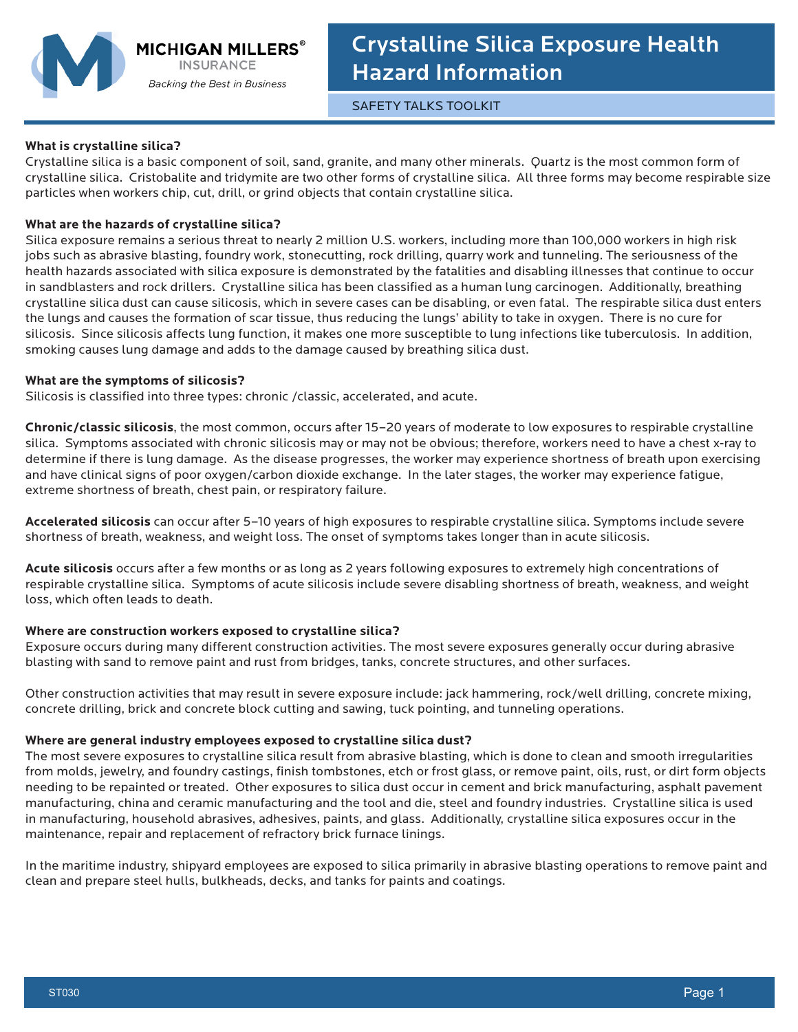# Crystalline Silica Exposure Health Hazard Information

MICHIGAN MILLERS® INSURANCE
*Backing the Best in Business*

SAFETY TALKS TOOLKIT

**What is crystalline silica?**
Crystalline silica is a basic component of soil, sand, granite, and many other minerals. Quartz is the most common form of crystalline silica. Cristobalite and tridymite are two other forms of crystalline silica. All three forms may become respirable size particles when workers chip, cut, drill, or grind objects that contain crystalline silica.

**What are the hazards of crystalline silica?**
Silica exposure remains a serious threat to nearly 2 million U.S. workers, including more than 100,000 workers in high risk jobs such as abrasive blasting, foundry work, stonecutting, rock drilling, quarry work and tunneling. The seriousness of the health hazards associated with silica exposure is demonstrated by the fatalities and disabling illnesses that continue to occur in sandblasters and rock drillers. Crystalline silica has been classified as a human lung carcinogen. Additionally, breathing crystalline silica dust can cause silicosis, which in severe cases can be disabling, or even fatal. The respirable silica dust enters the lungs and causes the formation of scar tissue, thus reducing the lungs' ability to take in oxygen. There is no cure for silicosis. Since silicosis affects lung function, it makes one more susceptible to lung infections like tuberculosis. In addition, smoking causes lung damage and adds to the damage caused by breathing silica dust.

**What are the symptoms of silicosis?**
Silicosis is classified into three types: chronic /classic, accelerated, and acute.

**Chronic/classic silicosis**, the most common, occurs after 15–20 years of moderate to low exposures to respirable crystalline silica. Symptoms associated with chronic silicosis may or may not be obvious; therefore, workers need to have a chest x-ray to determine if there is lung damage. As the disease progresses, the worker may experience shortness of breath upon exercising and have clinical signs of poor oxygen/carbon dioxide exchange. In the later stages, the worker may experience fatigue, extreme shortness of breath, chest pain, or respiratory failure.

**Accelerated silicosis** can occur after 5–10 years of high exposures to respirable crystalline silica. Symptoms include severe shortness of breath, weakness, and weight loss. The onset of symptoms takes longer than in acute silicosis.

**Acute silicosis** occurs after a few months or as long as 2 years following exposures to extremely high concentrations of respirable crystalline silica. Symptoms of acute silicosis include severe disabling shortness of breath, weakness, and weight loss, which often leads to death.

**Where are construction workers exposed to crystalline silica?**
Exposure occurs during many different construction activities. The most severe exposures generally occur during abrasive blasting with sand to remove paint and rust from bridges, tanks, concrete structures, and other surfaces.

Other construction activities that may result in severe exposure include: jack hammering, rock/well drilling, concrete mixing, concrete drilling, brick and concrete block cutting and sawing, tuck pointing, and tunneling operations.

**Where are general industry employees exposed to crystalline silica dust?**
The most severe exposures to crystalline silica result from abrasive blasting, which is done to clean and smooth irregularities from molds, jewelry, and foundry castings, finish tombstones, etch or frost glass, or remove paint, oils, rust, or dirt form objects needing to be repainted or treated. Other exposures to silica dust occur in cement and brick manufacturing, asphalt pavement manufacturing, china and ceramic manufacturing and the tool and die, steel and foundry industries. Crystalline silica is used in manufacturing, household abrasives, adhesives, paints, and glass. Additionally, crystalline silica exposures occur in the maintenance, repair and replacement of refractory brick furnace linings.

In the maritime industry, shipyard employees are exposed to silica primarily in abrasive blasting operations to remove paint and clean and prepare steel hulls, bulkheads, decks, and tanks for paints and coatings.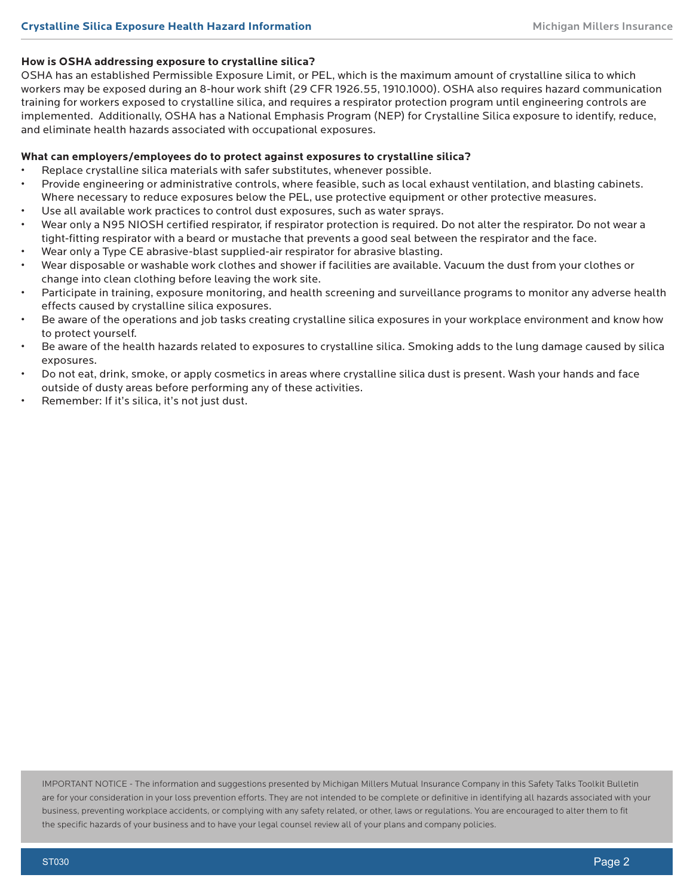**How is OSHA addressing exposure to crystalline silica?**

OSHA has an established Permissible Exposure Limit, or PEL, which is the maximum amount of crystalline silica to which workers may be exposed during an 8-hour work shift (29 CFR 1926.55, 1910.1000). OSHA also requires hazard communication training for workers exposed to crystalline silica, and requires a respirator protection program until engineering controls are implemented. Additionally, OSHA has a National Emphasis Program (NEP) for Crystalline Silica exposure to identify, reduce, and eliminate health hazards associated with occupational exposures.

**What can employers/employees do to protect against exposures to crystalline silica?**

- Replace crystalline silica materials with safer substitutes, whenever possible.
- Provide engineering or administrative controls, where feasible, such as local exhaust ventilation, and blasting cabinets. Where necessary to reduce exposures below the PEL, use protective equipment or other protective measures.
- Use all available work practices to control dust exposures, such as water sprays.
- Wear only a N95 NIOSH certified respirator, if respirator protection is required. Do not alter the respirator. Do not wear a tight-fitting respirator with a beard or mustache that prevents a good seal between the respirator and the face.
- Wear only a Type CE abrasive-blast supplied-air respirator for abrasive blasting.
- Wear disposable or washable work clothes and shower if facilities are available. Vacuum the dust from your clothes or change into clean clothing before leaving the work site.
- Participate in training, exposure monitoring, and health screening and surveillance programs to monitor any adverse health effects caused by crystalline silica exposures.
- Be aware of the operations and job tasks creating crystalline silica exposures in your workplace environment and know how to protect yourself.
- Be aware of the health hazards related to exposures to crystalline silica. Smoking adds to the lung damage caused by silica exposures.
- Do not eat, drink, smoke, or apply cosmetics in areas where crystalline silica dust is present. Wash your hands and face outside of dusty areas before performing any of these activities.
- Remember: If it's silica, it's not just dust.

IMPORTANT NOTICE - The information and suggestions presented by Michigan Millers Mutual Insurance Company in this Safety Talks Toolkit Bulletin are for your consideration in your loss prevention efforts. They are not intended to be complete or definitive in identifying all hazards associated with your business, preventing workplace accidents, or complying with any safety related, or other, laws or regulations. You are encouraged to alter them to fit the specific hazards of your business and to have your legal counsel review all of your plans and company policies.